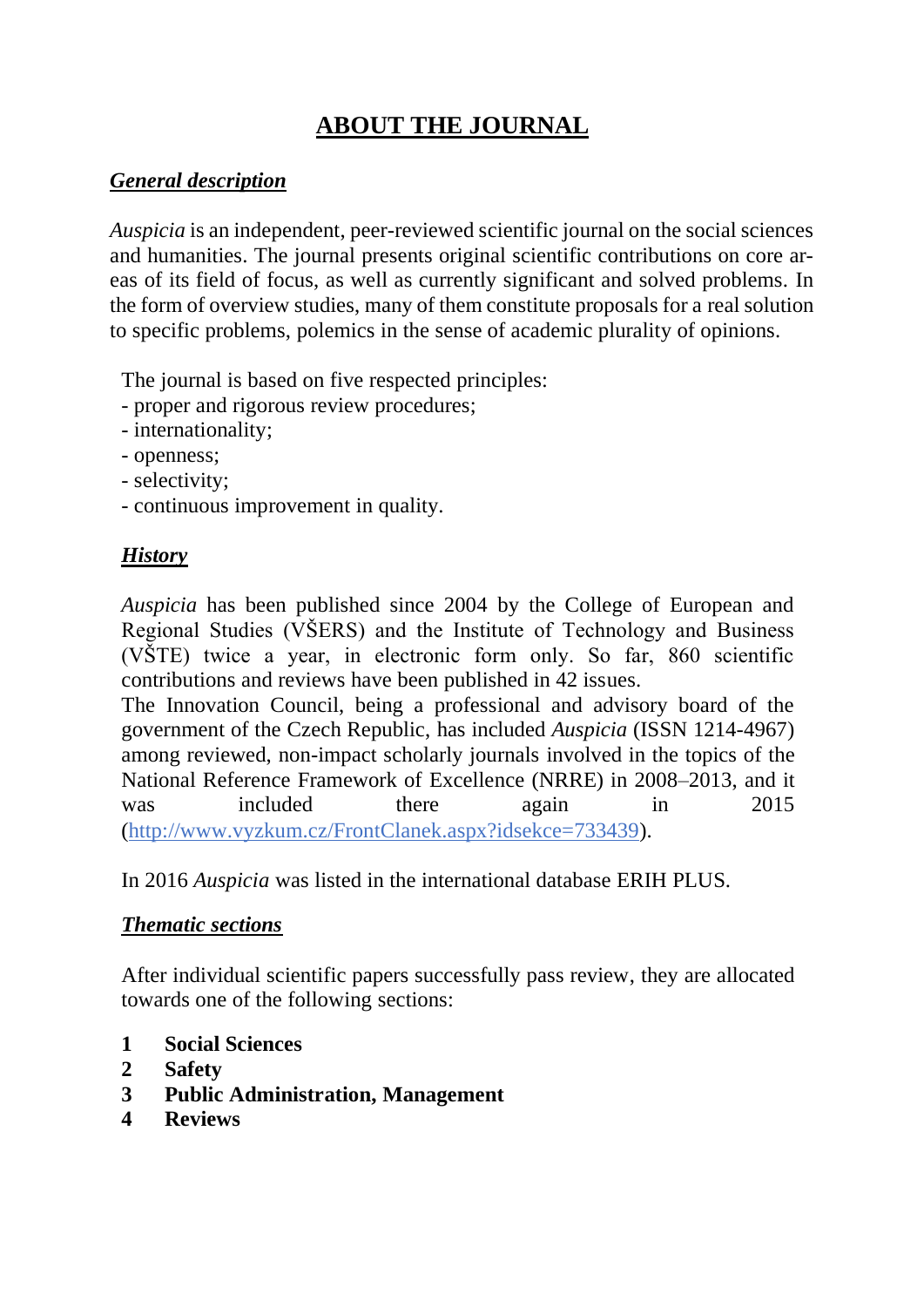# ABOUT THE JOURNAL

## *General description*

*Auspicia* is an independent, peer-reviewed scientific journal on the social sciences and humanities. The journal presents original scientific contributions on core areas of its field of focus, as well as currently significant and solved problems. In the form of overview studies, many of them constitute proposals for a real solution to specific problems, polemics in the sense of academic plurality of opinions.

The journal is based on five respected principles:

- proper and rigorous review procedures;
- internationality;
- openness;
- selectivity;
- continuous improvement in quality.

## *History*

*Auspicia* has been published since 2004 by the College of European and Regional Studies (VŠERS) and the Institute of Technology and Business (VŠTE) twice a year, in electronic form only. So far, 860 scientific contributions and reviews have been published in 42 issues.

The Innovation Council, being a professional and advisory board of the government of the Czech Republic, has included *Auspicia* (ISSN 1214-4967) among reviewed, non-impact scholarly journals involved in the topics of the National Reference Framework of Excellence (NRRE) in 2008–2013, and it was included there again in 2015 (http://www.vyzkum.cz/FrontClanek.aspx?idsekce=733439).

In 2016 *Auspicia* was listed in the international database ERIH PLUS.

## *Thematic sections*

After individual scientific papers successfully pass review, they are allocated towards one of the following sections:

1. **Social Sciences**
2. **Safety**
3. **Public Administration, Management**
4. **Reviews**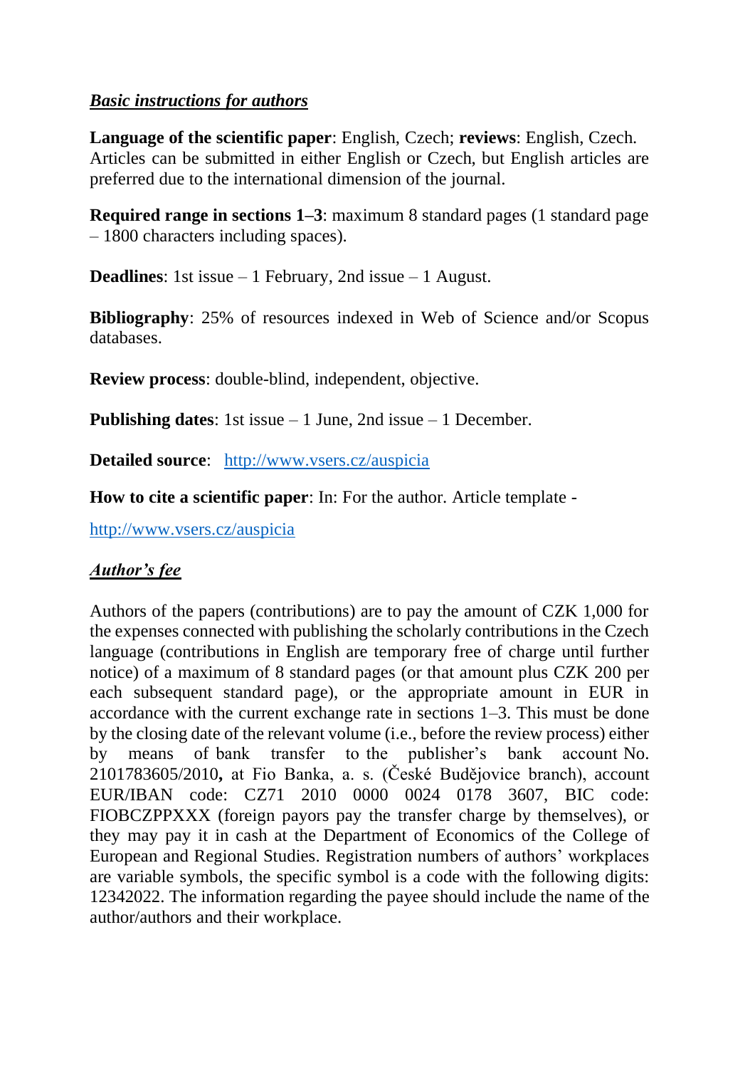***Basic instructions for authors***

**Language of the scientific paper**: English, Czech; **reviews**: English, Czech. Articles can be submitted in either English or Czech, but English articles are preferred due to the international dimension of the journal.

**Required range in sections 1–3**: maximum 8 standard pages (1 standard page – 1800 characters including spaces).

**Deadlines**: 1st issue – 1 February, 2nd issue – 1 August.

**Bibliography**: 25% of resources indexed in Web of Science and/or Scopus databases.

**Review process**: double-blind, independent, objective.

**Publishing dates**: 1st issue – 1 June, 2nd issue – 1 December.

**Detailed source**: [http://www.vsers.cz/auspicia](http://www.vsers.cz/auspicia)

**How to cite a scientific paper**: In: For the author. Article template -

[http://www.vsers.cz/auspicia](http://www.vsers.cz/auspicia)

***Author's fee***

Authors of the papers (contributions) are to pay the amount of CZK 1,000 for the expenses connected with publishing the scholarly contributions in the Czech language (contributions in English are temporary free of charge until further notice) of a maximum of 8 standard pages (or that amount plus CZK 200 per each subsequent standard page), or the appropriate amount in EUR in accordance with the current exchange rate in sections 1–3. This must be done by the closing date of the relevant volume (i.e., before the review process) either by means of bank transfer to the publisher's bank account No. 2101783605/2010**,** at Fio Banka, a. s. (České Budějovice branch), account EUR/IBAN code: CZ71 2010 0000 0024 0178 3607, BIC code: FIOBCZPPXXX (foreign payors pay the transfer charge by themselves), or they may pay it in cash at the Department of Economics of the College of European and Regional Studies. Registration numbers of authors' workplaces are variable symbols, the specific symbol is a code with the following digits: 12342022. The information regarding the payee should include the name of the author/authors and their workplace.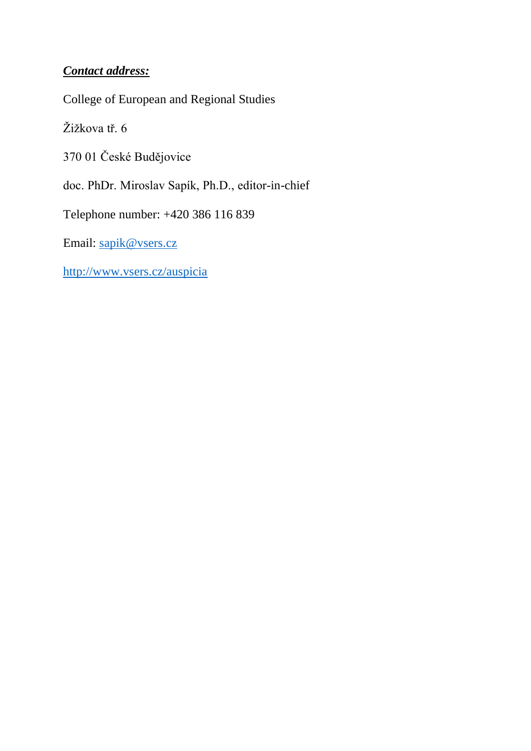***Contact address:***

College of European and Regional Studies

Žižkova tř. 6

370 01 České Budějovice

doc. PhDr. Miroslav Sapík, Ph.D., editor-in-chief

Telephone number: +420 386 116 839

Email: sapik@vsers.cz

http://www.vsers.cz/auspicia